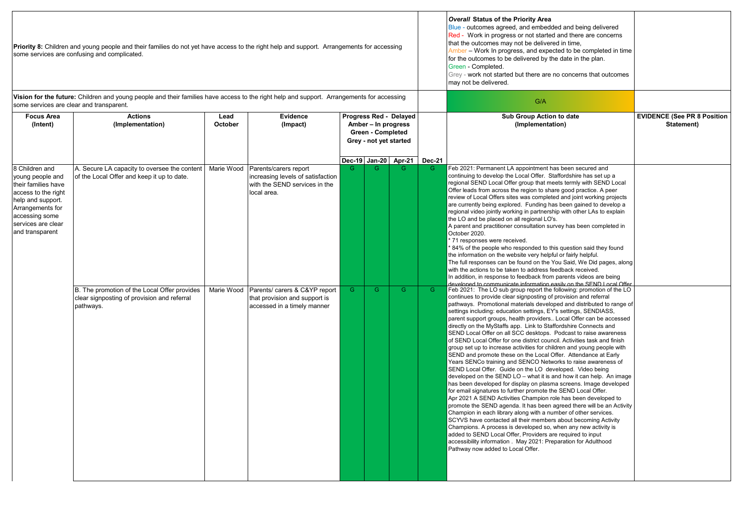**Priority 8:** Children and young people and their families do not yet have access to the right help and support. Arrangements for accessing some services are confusing and complicated.

**Vision for the future:** Children and young people and their families have access to the right help and support. Arrangements for accessing some services are clear and transparent.

***Overall*** **Status of the Priority Area**

Blue - outcomes agreed, and embedded and being delivered
Red - Work in progress or not started and there are concerns that the outcomes may not be delivered in time,
Amber – Work In progress, and expected to be completed in time for the outcomes to be delivered by the date in the plan.
Green - Completed.
Grey - work not started but there are no concerns that outcomes may not be delivered.

G/A

| Focus Area (Intent) | Actions (Implementation) | Lead October | Evidence (Impact) | Progress Red - Delayed Amber – In progress Green - Completed Grey - not yet started | | | | Sub Group Action to date (Implementation) | EVIDENCE (See PR 8 Position Statement) |
|---|---|---|---|---|---|---|---|---|---|
| | | | | Dec-19 | Jan-20 | Apr-21 | Dec-21 | | |
| 8 Children and young people and their families have access to the right help and support. Arrangements for accessing some services are clear and transparent | A. Secure LA capacity to oversee the content of the Local Offer and keep it up to date. | Marie Wood | Parents/carers report increasing levels of satisfaction with the SEND services in the local area. | G | G | G | G | Feb 2021: Permanent LA appointment has been secured and continuing to develop the Local Offer. Staffordshire has set up a regional SEND Local Offer group that meets termly with SEND Local Offer leads from across the region to share good practice. A peer review of Local Offers sites was completed and joint working projects are currently being explored. Funding has been gained to develop a regional video jointly working in partnership with other LAs to explain the LO and be placed on all regional LO's.<br>A parent and practitioner consultation survey has been completed in October 2020.<br>* 71 responses were received.<br>* 84% of the people who responded to this question said they found the information on the website very helpful or fairly helpful.<br>The full responses can be found on the You Said, We Did pages, along with the actions to be taken to address feedback received.<br>In addition, in response to feedback from parents videos are being developed to communicate information easily on the SEND Local Offer | |
| | B. The promotion of the Local Offer provides clear signposting of provision and referral pathways. | Marie Wood | Parents/ carers & C&YP report that provision and support is accessed in a timely manner | G | G | G | G | Feb 2021: The LO sub group report the following: promotion of the LO continues to provide clear signposting of provision and referral pathways. Promotional materials developed and distributed to range of settings including: education settings, EY's settings, SENDIASS, parent support groups, health providers.. Local Offer can be accessed directly on the MyStaffs app. Link to Staffordshire Connects and SEND Local Offer on all SCC desktops. Podcast to raise awareness of SEND Local Offer for one district council. Activities task and finish group set up to increase activities for children and young people with SEND and promote these on the Local Offer. Attendance at Early Years SENCo training and SENCO Networks to raise awareness of SEND Local Offer. Guide on the LO developed. Video being developed on the SEND LO – what it is and how it can help. An image has been developed for display on plasma screens. Image developed for email signatures to further promote the SEND Local Offer.<br>Apr 2021 A SEND Activities Champion role has been developed to promote the SEND agenda. It has been agreed there will be an Activity Champion in each library along with a number of other services. SCYVS have contacted all their members about becoming Activity Champions. A process is developed so, when any new activity is added to SEND Local Offer, Providers are required to input accessibility information . May 2021: Preparation for Adulthood Pathway now added to Local Offer. | |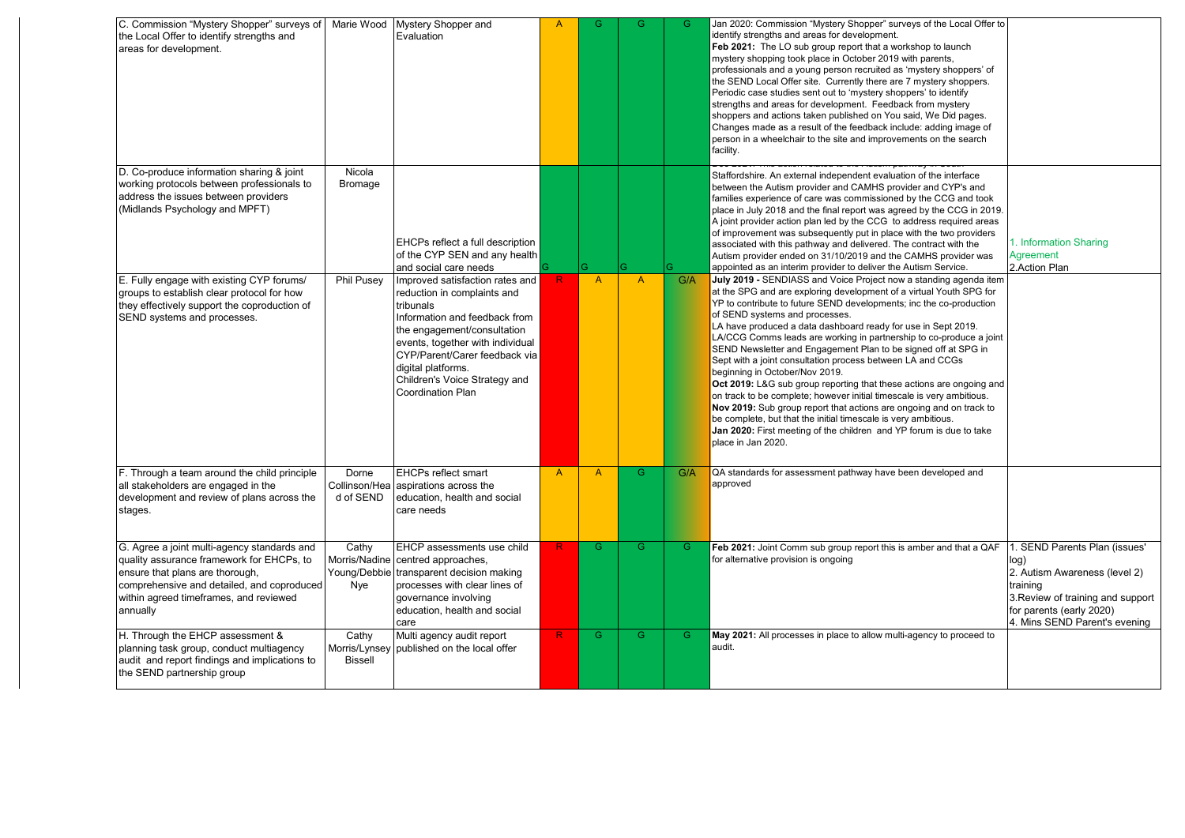| | | | | | | | | |
|---|---|---|---|---|---|---|---|---|
| C. Commission "Mystery Shopper" surveys of the Local Offer to identify strengths and areas for development. | Marie Wood | Mystery Shopper and Evaluation | A | G | G | G | Jan 2020: Commission "Mystery Shopper" surveys of the Local Offer to identify strengths and areas for development.<br>**Feb 2021:** The LO sub group report that a workshop to launch mystery shopping took place in October 2019 with parents, professionals and a young person recruited as 'mystery shoppers' of the SEND Local Offer site. Currently there are 7 mystery shoppers. Periodic case studies sent out to 'mystery shoppers' to identify strengths and areas for development. Feedback from mystery shoppers and actions taken published on You said, We Did pages. Changes made as a result of the feedback include: adding image of person in a wheelchair to the site and improvements on the search facility. | |
| D. Co-produce information sharing & joint working protocols between professionals to address the issues between providers (Midlands Psychology and MPFT) | Nicola Bromage | EHCPs reflect a full description of the CYP SEN and any health and social care needs | G | G | G | G | Staffordshire. An external independent evaluation of the interface between the Autism provider and CAMHS provider and CYP's and families experience of care was commissioned by the CCG and took place in July 2018 and the final report was agreed by the CCG in 2019. A joint provider action plan led by the CCG to address required areas of improvement was subsequently put in place with the two providers associated with this pathway and delivered. The contract with the Autism provider ended on 31/10/2019 and the CAMHS provider was appointed as an interim provider to deliver the Autism Service. | 1. Information Sharing Agreement<br>2.Action Plan |
| E. Fully engage with existing CYP forums/ groups to establish clear protocol for how they effectively support the coproduction of SEND systems and processes. | Phil Pusey | Improved satisfaction rates and reduction in complaints and tribunals<br>Information and feedback from the engagement/consultation events, together with individual CYP/Parent/Carer feedback via digital platforms.<br>Children's Voice Strategy and Coordination Plan | R | A | A | G/A | **July 2019 -** SENDIASS and Voice Project now a standing agenda item at the SPG and are exploring development of a virtual Youth SPG for YP to contribute to future SEND developments; inc the co-production of SEND systems and processes.<br>LA have produced a data dashboard ready for use in Sept 2019.<br>LA/CCG Comms leads are working in partnership to co-produce a joint SEND Newsletter and Engagement Plan to be signed off at SPG in Sept with a joint consultation process between LA and CCGs beginning in October/Nov 2019.<br>**Oct 2019:** L&G sub group reporting that these actions are ongoing and on track to be complete; however initial timescale is very ambitious.<br>**Nov 2019:** Sub group report that actions are ongoing and on track to be complete, but that the initial timescale is very ambitious.<br>**Jan 2020:** First meeting of the children and YP forum is due to take place in Jan 2020. | |
| F. Through a team around the child principle all stakeholders are engaged in the development and review of plans across the stages. | Dorne Collinson/Head of SEND | EHCPs reflect smart aspirations across the education, health and social care needs | A | A | G | G/A | QA standards for assessment pathway have been developed and approved | |
| G. Agree a joint multi-agency standards and quality assurance framework for EHCPs, to ensure that plans are thorough, comprehensive and detailed, and coproduced within agreed timeframes, and reviewed annually | Cathy Morris/Nadine Young/Debbie Nye | EHCP assessments use child centred approaches, transparent decision making processes with clear lines of governance involving education, health and social care | R | G | G | G | **Feb 2021:** Joint Comm sub group report this is amber and that a QAF for alternative provision is ongoing | 1. SEND Parents Plan (issues' log)<br>2. Autism Awareness (level 2) training<br>3.Review of training and support for parents (early 2020)<br>4. Mins SEND Parent's evening |
| H. Through the EHCP assessment & planning task group, conduct multiagency audit and report findings and implications to the SEND partnership group | Cathy Morris/Lynsey Bissell | Multi agency audit report published on the local offer | R | G | G | G | **May 2021:** All processes in place to allow multi-agency to proceed to audit. | |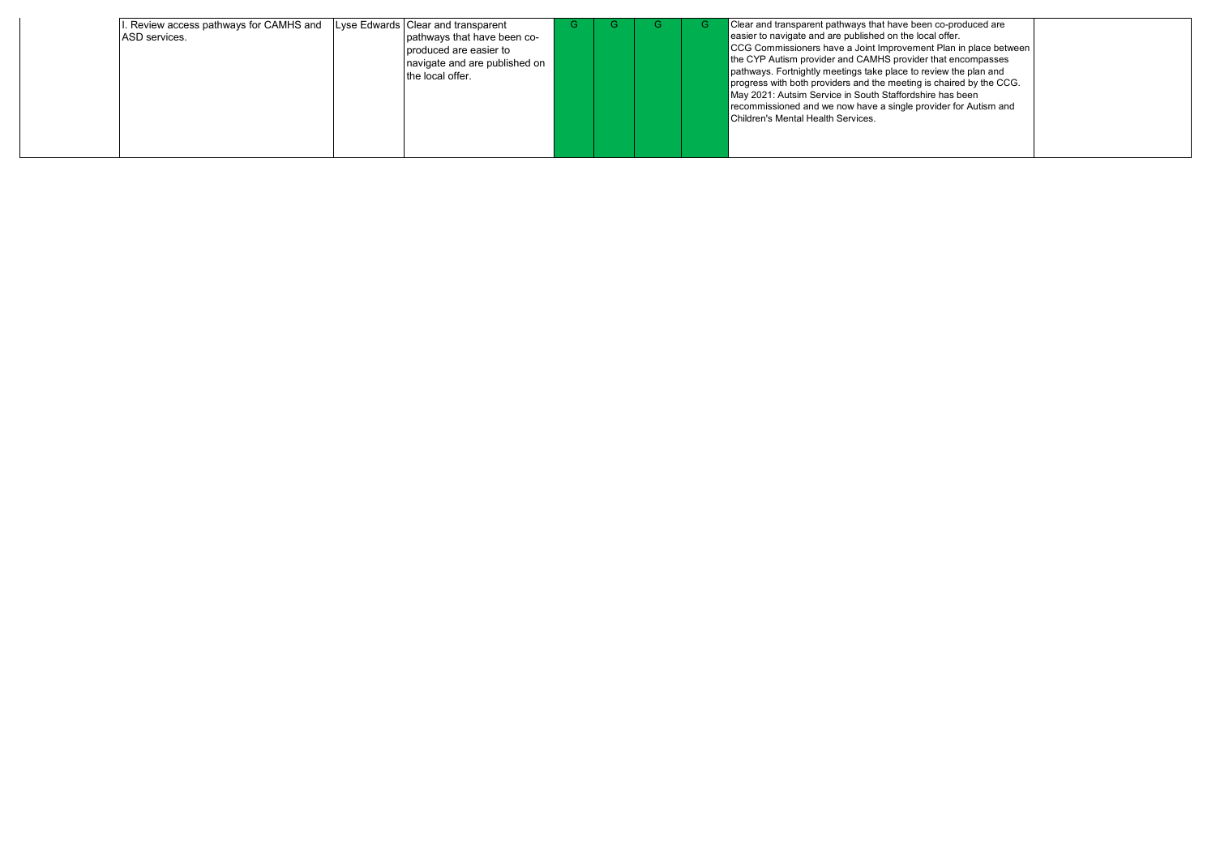| | | | | | | | | | |
|---|---|---|---|---|---|---|---|---|---|
| | I. Review access pathways for CAMHS and ASD services. | Lyse Edwards | Clear and transparent pathways that have been co-produced are easier to navigate and are published on the local offer. | G | G | G | G | Clear and transparent pathways that have been co-produced are easier to navigate and are published on the local offer.<br>CCG Commissioners have a Joint Improvement Plan in place between the CYP Autism provider and CAMHS provider that encompasses pathways. Fortnightly meetings take place to review the plan and progress with both providers and the meeting is chaired by the CCG.<br>May 2021: Autsim Service in South Staffordshire has been recommissioned and we now have a single provider for Autism and Children's Mental Health Services. | |